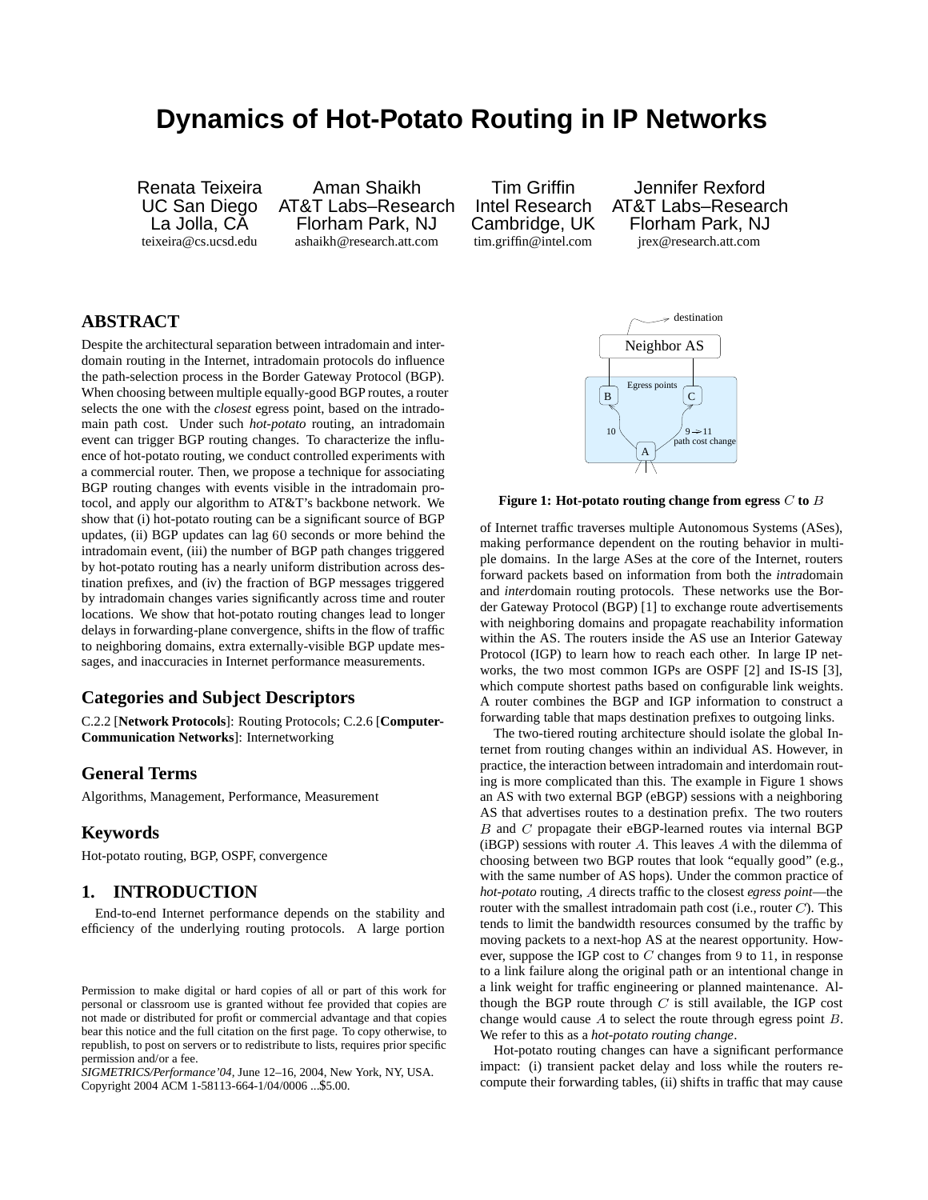# Dynamics of Hot-Potato Routing in IP Networks

Renata Teixeira
UC San Diego
La Jolla, CA
teixeira@cs.ucsd.edu

Aman Shaikh
AT&T Labs–Research
Florham Park, NJ
ashaikh@research.att.com

Tim Griffin
Intel Research
Cambridge, UK
tim.griffin@intel.com

Jennifer Rexford
AT&T Labs–Research
Florham Park, NJ
jrex@research.att.com

## ABSTRACT

Despite the architectural separation between intradomain and interdomain routing in the Internet, intradomain protocols do influence the path-selection process in the Border Gateway Protocol (BGP). When choosing between multiple equally-good BGP routes, a router selects the one with the *closest* egress point, based on the intradomain path cost. Under such *hot-potato* routing, an intradomain event can trigger BGP routing changes. To characterize the influence of hot-potato routing, we conduct controlled experiments with a commercial router. Then, we propose a technique for associating BGP routing changes with events visible in the intradomain protocol, and apply our algorithm to AT&T's backbone network. We show that (i) hot-potato routing can be a significant source of BGP updates, (ii) BGP updates can lag $60$ seconds or more behind the intradomain event, (iii) the number of BGP path changes triggered by hot-potato routing has a nearly uniform distribution across destination prefixes, and (iv) the fraction of BGP messages triggered by intradomain changes varies significantly across time and router locations. We show that hot-potato routing changes lead to longer delays in forwarding-plane convergence, shifts in the flow of traffic to neighboring domains, extra externally-visible BGP update messages, and inaccuracies in Internet performance measurements.

## Categories and Subject Descriptors

C.2.2 [**Network Protocols**]: Routing Protocols; C.2.6 [**Computer-Communication Networks**]: Internetworking

## General Terms

Algorithms, Management, Performance, Measurement

## Keywords

Hot-potato routing, BGP, OSPF, convergence

## 1. INTRODUCTION

End-to-end Internet performance depends on the stability and efficiency of the underlying routing protocols. A large portion of Internet traffic traverses multiple Autonomous Systems (ASes), making performance dependent on the routing behavior in multiple domains. In the large ASes at the core of the Internet, routers forward packets based on information from both the *intra*domain and *inter*domain routing protocols. These networks use the Border Gateway Protocol (BGP) [1] to exchange route advertisements with neighboring domains and propagate reachability information within the AS. The routers inside the AS use an Interior Gateway Protocol (IGP) to learn how to reach each other. In large IP networks, the two most common IGPs are OSPF [2] and IS-IS [3], which compute shortest paths based on configurable link weights. A router combines the BGP and IGP information to construct a forwarding table that maps destination prefixes to outgoing links.

Permission to make digital or hard copies of all or part of this work for personal or classroom use is granted without fee provided that copies are not made or distributed for profit or commercial advantage and that copies bear this notice and the full citation on the first page. To copy otherwise, to republish, to post on servers or to redistribute to lists, requires prior specific permission and/or a fee.
*SIGMETRICS/Performance'04*, June 12–16, 2004, New York, NY, USA.
Copyright 2004 ACM 1-58113-664-1/04/0006 ...$5.00.

**Figure 1: Hot-potato routing change from egress $C$ to $B$**

The two-tiered routing architecture should isolate the global Internet from routing changes within an individual AS. However, in practice, the interaction between intradomain and interdomain routing is more complicated than this. The example in Figure 1 shows an AS with two external BGP (eBGP) sessions with a neighboring AS that advertises routes to a destination prefix. The two routers $B$ and $C$ propagate their eBGP-learned routes via internal BGP (iBGP) sessions with router $A$. This leaves $A$ with the dilemma of choosing between two BGP routes that look "equally good" (e.g., with the same number of AS hops). Under the common practice of *hot-potato* routing, $A$ directs traffic to the closest *egress point*—the router with the smallest intradomain path cost (i.e., router $C$). This tends to limit the bandwidth resources consumed by the traffic by moving packets to a next-hop AS at the nearest opportunity. However, suppose the IGP cost to $C$ changes from $9$ to $11$, in response to a link failure along the original path or an intentional change in a link weight for traffic engineering or planned maintenance. Although the BGP route through $C$ is still available, the IGP cost change would cause $A$ to select the route through egress point $B$. We refer to this as a *hot-potato routing change*.

Hot-potato routing changes can have a significant performance impact: (i) transient packet delay and loss while the routers recompute their forwarding tables, (ii) shifts in traffic that may cause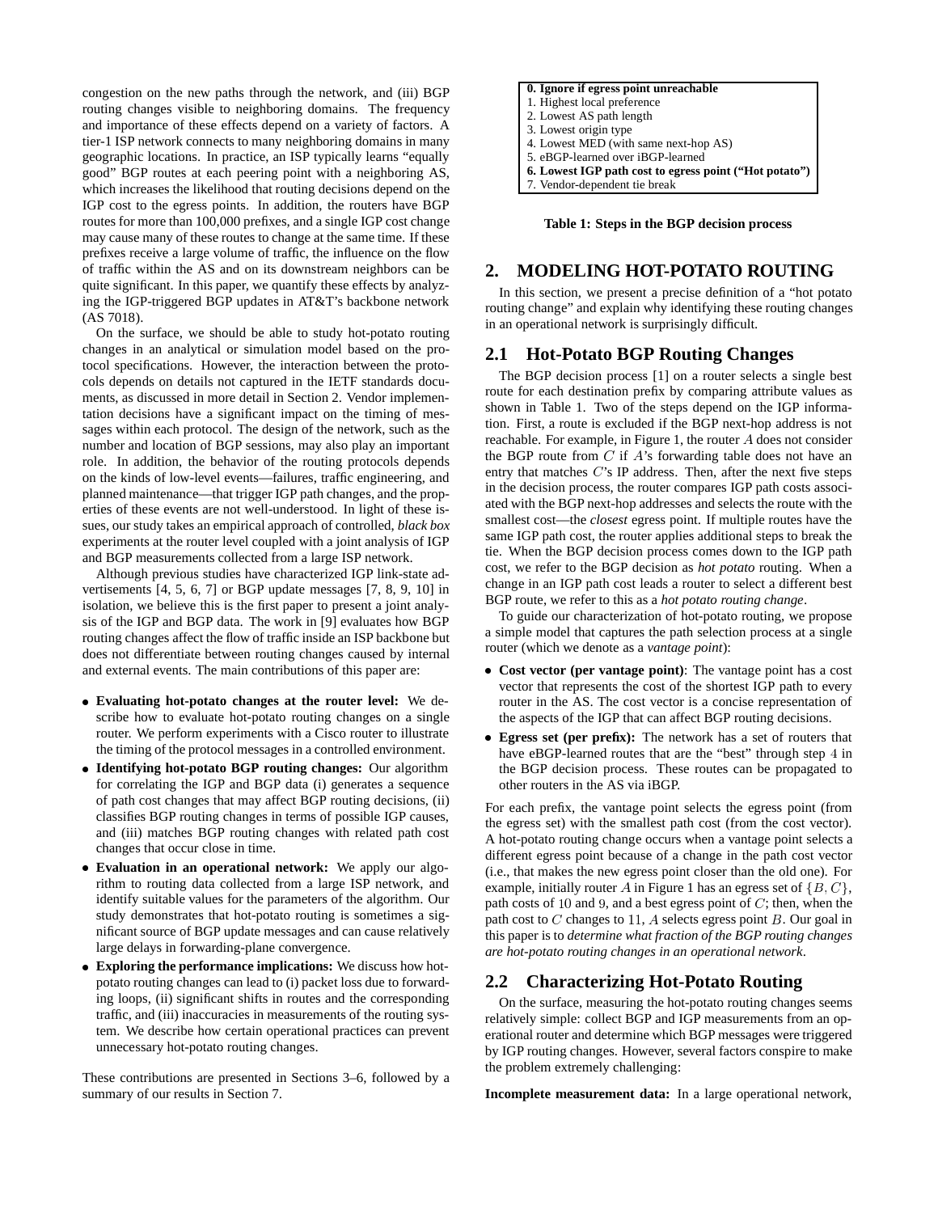congestion on the new paths through the network, and (iii) BGP routing changes visible to neighboring domains. The frequency and importance of these effects depend on a variety of factors. A tier-1 ISP network connects to many neighboring domains in many geographic locations. In practice, an ISP typically learns "equally good" BGP routes at each peering point with a neighboring AS, which increases the likelihood that routing decisions depend on the IGP cost to the egress points. In addition, the routers have BGP routes for more than 100,000 prefixes, and a single IGP cost change may cause many of these routes to change at the same time. If these prefixes receive a large volume of traffic, the influence on the flow of traffic within the AS and on its downstream neighbors can be quite significant. In this paper, we quantify these effects by analyzing the IGP-triggered BGP updates in AT&T's backbone network (AS 7018).

On the surface, we should be able to study hot-potato routing changes in an analytical or simulation model based on the protocol specifications. However, the interaction between the protocols depends on details not captured in the IETF standards documents, as discussed in more detail in Section 2. Vendor implementation decisions have a significant impact on the timing of messages within each protocol. The design of the network, such as the number and location of BGP sessions, may also play an important role. In addition, the behavior of the routing protocols depends on the kinds of low-level events—failures, traffic engineering, and planned maintenance—that trigger IGP path changes, and the properties of these events are not well-understood. In light of these issues, our study takes an empirical approach of controlled, *black box* experiments at the router level coupled with a joint analysis of IGP and BGP measurements collected from a large ISP network.

Although previous studies have characterized IGP link-state advertisements [4, 5, 6, 7] or BGP update messages [7, 8, 9, 10] in isolation, we believe this is the first paper to present a joint analysis of the IGP and BGP data. The work in [9] evaluates how BGP routing changes affect the flow of traffic inside an ISP backbone but does not differentiate between routing changes caused by internal and external events. The main contributions of this paper are:

- **Evaluating hot-potato changes at the router level:** We describe how to evaluate hot-potato routing changes on a single router. We perform experiments with a Cisco router to illustrate the timing of the protocol messages in a controlled environment.
- **Identifying hot-potato BGP routing changes:** Our algorithm for correlating the IGP and BGP data (i) generates a sequence of path cost changes that may affect BGP routing decisions, (ii) classifies BGP routing changes in terms of possible IGP causes, and (iii) matches BGP routing changes with related path cost changes that occur close in time.
- **Evaluation in an operational network:** We apply our algorithm to routing data collected from a large ISP network, and identify suitable values for the parameters of the algorithm. Our study demonstrates that hot-potato routing is sometimes a significant source of BGP update messages and can cause relatively large delays in forwarding-plane convergence.
- **Exploring the performance implications:** We discuss how hot-potato routing changes can lead to (i) packet loss due to forwarding loops, (ii) significant shifts in routes and the corresponding traffic, and (iii) inaccuracies in measurements of the routing system. We describe how certain operational practices can prevent unnecessary hot-potato routing changes.

These contributions are presented in Sections 3–6, followed by a summary of our results in Section 7.

| |
|---|
| **0. Ignore if egress point unreachable** |
| 1. Highest local preference |
| 2. Lowest AS path length |
| 3. Lowest origin type |
| 4. Lowest MED (with same next-hop AS) |
| 5. eBGP-learned over iBGP-learned |
| **6. Lowest IGP path cost to egress point ("Hot potato")** |
| 7. Vendor-dependent tie break |

**Table 1: Steps in the BGP decision process**

## 2. MODELING HOT-POTATO ROUTING

In this section, we present a precise definition of a "hot potato routing change" and explain why identifying these routing changes in an operational network is surprisingly difficult.

### 2.1 Hot-Potato BGP Routing Changes

The BGP decision process [1] on a router selects a single best route for each destination prefix by comparing attribute values as shown in Table 1. Two of the steps depend on the IGP information. First, a route is excluded if the BGP next-hop address is not reachable. For example, in Figure 1, the router $A$ does not consider the BGP route from $C$ if $A$'s forwarding table does not have an entry that matches $C$'s IP address. Then, after the next five steps in the decision process, the router compares IGP path costs associated with the BGP next-hop addresses and selects the route with the smallest cost—the *closest* egress point. If multiple routes have the same IGP path cost, the router applies additional steps to break the tie. When the BGP decision process comes down to the IGP path cost, we refer to the BGP decision as *hot potato* routing. When a change in an IGP path cost leads a router to select a different best BGP route, we refer to this as a *hot potato routing change*.

To guide our characterization of hot-potato routing, we propose a simple model that captures the path selection process at a single router (which we denote as a *vantage point*):

- **Cost vector (per vantage point)**: The vantage point has a cost vector that represents the cost of the shortest IGP path to every router in the AS. The cost vector is a concise representation of the aspects of the IGP that can affect BGP routing decisions.
- **Egress set (per prefix):** The network has a set of routers that have eBGP-learned routes that are the "best" through step $4$ in the BGP decision process. These routes can be propagated to other routers in the AS via iBGP.

For each prefix, the vantage point selects the egress point (from the egress set) with the smallest path cost (from the cost vector). A hot-potato routing change occurs when a vantage point selects a different egress point because of a change in the path cost vector (i.e., that makes the new egress point closer than the old one). For example, initially router $A$ in Figure 1 has an egress set of $\{B, C\}$, path costs of $10$ and $9$, and a best egress point of $C$; then, when the path cost to $C$ changes to $11$, $A$ selects egress point $B$. Our goal in this paper is to *determine what fraction of the BGP routing changes are hot-potato routing changes in an operational network*.

### 2.2 Characterizing Hot-Potato Routing

On the surface, measuring the hot-potato routing changes seems relatively simple: collect BGP and IGP measurements from an operational router and determine which BGP messages were triggered by IGP routing changes. However, several factors conspire to make the problem extremely challenging:

**Incomplete measurement data:** In a large operational network,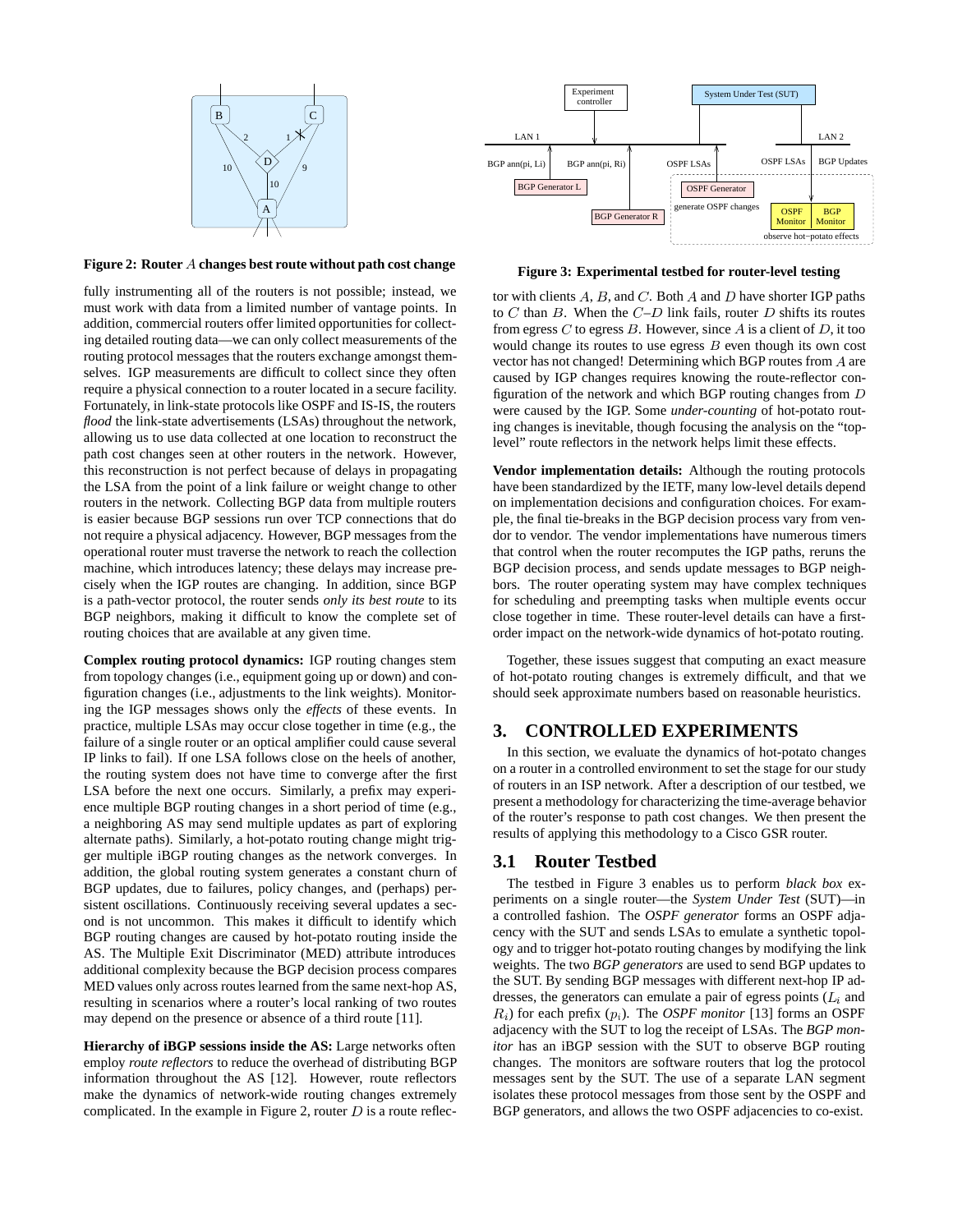B C 2 1 D 10 9 10 A

**Figure 2: Router $A$ changes best route without path cost change**

Experiment controller

System Under Test (SUT)

LAN 1

LAN 2

BGP ann(pi, Li)

BGP ann(pi, Ri)

OSPF LSAs

OSPF LSAs

BGP Updates

BGP Generator L

OSPF Generator

generate OSPF changes

BGP Generator R

OSPF Monitor

BGP Monitor

observe hot−potato effects

**Figure 3: Experimental testbed for router-level testing**

fully instrumenting all of the routers is not possible; instead, we must work with data from a limited number of vantage points. In addition, commercial routers offer limited opportunities for collecting detailed routing data—we can only collect measurements of the routing protocol messages that the routers exchange amongst themselves. IGP measurements are difficult to collect since they often require a physical connection to a router located in a secure facility. Fortunately, in link-state protocols like OSPF and IS-IS, the routers *flood* the link-state advertisements (LSAs) throughout the network, allowing us to use data collected at one location to reconstruct the path cost changes seen at other routers in the network. However, this reconstruction is not perfect because of delays in propagating the LSA from the point of a link failure or weight change to other routers in the network. Collecting BGP data from multiple routers is easier because BGP sessions run over TCP connections that do not require a physical adjacency. However, BGP messages from the operational router must traverse the network to reach the collection machine, which introduces latency; these delays may increase precisely when the IGP routes are changing. In addition, since BGP is a path-vector protocol, the router sends *only its best route* to its BGP neighbors, making it difficult to know the complete set of routing choices that are available at any given time.

**Complex routing protocol dynamics:** IGP routing changes stem from topology changes (i.e., equipment going up or down) and configuration changes (i.e., adjustments to the link weights). Monitoring the IGP messages shows only the *effects* of these events. In practice, multiple LSAs may occur close together in time (e.g., the failure of a single router or an optical amplifier could cause several IP links to fail). If one LSA follows close on the heels of another, the routing system does not have time to converge after the first LSA before the next one occurs. Similarly, a prefix may experience multiple BGP routing changes in a short period of time (e.g., a neighboring AS may send multiple updates as part of exploring alternate paths). Similarly, a hot-potato routing change might trigger multiple iBGP routing changes as the network converges. In addition, the global routing system generates a constant churn of BGP updates, due to failures, policy changes, and (perhaps) persistent oscillations. Continuously receiving several updates a second is not uncommon. This makes it difficult to identify which BGP routing changes are caused by hot-potato routing inside the AS. The Multiple Exit Discriminator (MED) attribute introduces additional complexity because the BGP decision process compares MED values only across routes learned from the same next-hop AS, resulting in scenarios where a router's local ranking of two routes may depend on the presence or absence of a third route [11].

**Hierarchy of iBGP sessions inside the AS:** Large networks often employ *route reflectors* to reduce the overhead of distributing BGP information throughout the AS [12]. However, route reflectors make the dynamics of network-wide routing changes extremely complicated. In the example in Figure 2, router $D$ is a route reflector with clients $A$, $B$, and $C$. Both $A$ and $D$ have shorter IGP paths to $C$ than $B$. When the $C$–$D$ link fails, router $D$ shifts its routes from egress $C$ to egress $B$. However, since $A$ is a client of $D$, it too would change its routes to use egress $B$ even though its own cost vector has not changed! Determining which BGP routes from $A$ are caused by IGP changes requires knowing the route-reflector configuration of the network and which BGP routing changes from $D$ were caused by the IGP. Some *under-counting* of hot-potato routing changes is inevitable, though focusing the analysis on the "top-level" route reflectors in the network helps limit these effects.

**Vendor implementation details:** Although the routing protocols have been standardized by the IETF, many low-level details depend on implementation decisions and configuration choices. For example, the final tie-breaks in the BGP decision process vary from vendor to vendor. The vendor implementations have numerous timers that control when the router recomputes the IGP paths, reruns the BGP decision process, and sends update messages to BGP neighbors. The router operating system may have complex techniques for scheduling and preempting tasks when multiple events occur close together in time. These router-level details can have a first-order impact on the network-wide dynamics of hot-potato routing.

Together, these issues suggest that computing an exact measure of hot-potato routing changes is extremely difficult, and that we should seek approximate numbers based on reasonable heuristics.

# 3. CONTROLLED EXPERIMENTS

In this section, we evaluate the dynamics of hot-potato changes on a router in a controlled environment to set the stage for our study of routers in an ISP network. After a description of our testbed, we present a methodology for characterizing the time-average behavior of the router's response to path cost changes. We then present the results of applying this methodology to a Cisco GSR router.

## 3.1 Router Testbed

The testbed in Figure 3 enables us to perform *black box* experiments on a single router—the *System Under Test* (SUT)—in a controlled fashion. The *OSPF generator* forms an OSPF adjacency with the SUT and sends LSAs to emulate a synthetic topology and to trigger hot-potato routing changes by modifying the link weights. The two *BGP generators* are used to send BGP updates to the SUT. By sending BGP messages with different next-hop IP addresses, the generators can emulate a pair of egress points ($L_i$ and $R_i$) for each prefix ($p_i$). The *OSPF monitor* [13] forms an OSPF adjacency with the SUT to log the receipt of LSAs. The *BGP monitor* has an iBGP session with the SUT to observe BGP routing changes. The monitors are software routers that log the protocol messages sent by the SUT. The use of a separate LAN segment isolates these protocol messages from those sent by the OSPF and BGP generators, and allows the two OSPF adjacencies to co-exist.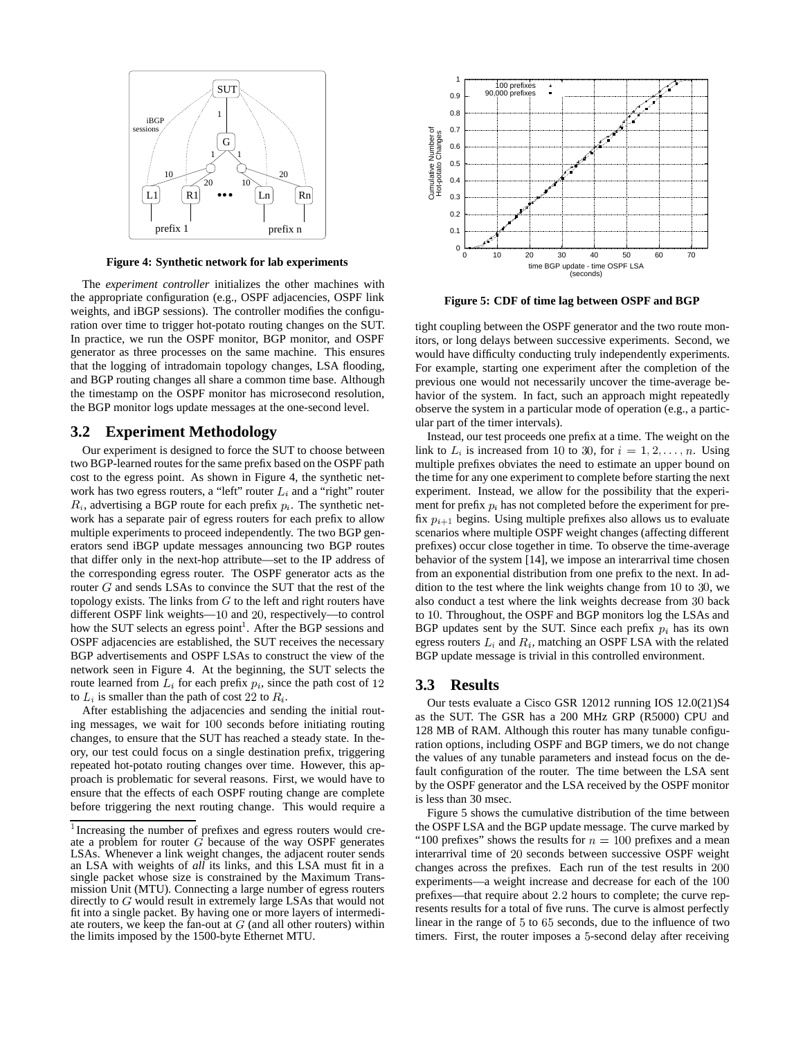Figure 4: Synthetic network for lab experiments

The *experiment controller* initializes the other machines with the appropriate configuration (e.g., OSPF adjacencies, OSPF link weights, and iBGP sessions). The controller modifies the configuration over time to trigger hot-potato routing changes on the SUT. In practice, we run the OSPF monitor, BGP monitor, and OSPF generator as three processes on the same machine. This ensures that the logging of intradomain topology changes, LSA flooding, and BGP routing changes all share a common time base. Although the timestamp on the OSPF monitor has microsecond resolution, the BGP monitor logs update messages at the one-second level.

## 3.2 Experiment Methodology

Our experiment is designed to force the SUT to choose between two BGP-learned routes for the same prefix based on the OSPF path cost to the egress point. As shown in Figure 4, the synthetic network has two egress routers, a "left" router $L_i$ and a "right" router $R_i$, advertising a BGP route for each prefix $p_i$. The synthetic network has a separate pair of egress routers for each prefix to allow multiple experiments to proceed independently. The two BGP generators send iBGP update messages announcing two BGP routes that differ only in the next-hop attribute—set to the IP address of the corresponding egress router. The OSPF generator acts as the router $G$ and sends LSAs to convince the SUT that the rest of the topology exists. The links from $G$ to the left and right routers have different OSPF link weights—10 and 20, respectively—to control how the SUT selects an egress point[1]. After the BGP sessions and OSPF adjacencies are established, the SUT receives the necessary BGP advertisements and OSPF LSAs to construct the view of the network seen in Figure 4. At the beginning, the SUT selects the route learned from $L_i$ for each prefix $p_i$, since the path cost of 12 to $L_i$ is smaller than the path of cost 22 to $R_i$.

After establishing the adjacencies and sending the initial routing messages, we wait for 100 seconds before initiating routing changes, to ensure that the SUT has reached a steady state. In theory, our test could focus on a single destination prefix, triggering repeated hot-potato routing changes over time. However, this approach is problematic for several reasons. First, we would have to ensure that the effects of each OSPF routing change are complete before triggering the next routing change. This would require a tight coupling between the OSPF generator and the two route monitors, or long delays between successive experiments. Second, we would have difficulty conducting truly independently experiments. For example, starting one experiment after the completion of the previous one would not necessarily uncover the time-average behavior of the system. In fact, such an approach might repeatedly observe the system in a particular mode of operation (e.g., a particular part of the timer intervals).

Instead, our test proceeds one prefix at a time. The weight on the link to $L_i$ is increased from 10 to 30, for $i = 1, 2, \ldots, n$. Using multiple prefixes obviates the need to estimate an upper bound on the time for any one experiment to complete before starting the next experiment. Instead, we allow for the possibility that the experiment for prefix $p_i$ has not completed before the experiment for prefix $p_{i+1}$ begins. Using multiple prefixes also allows us to evaluate scenarios where multiple OSPF weight changes (affecting different prefixes) occur close together in time. To observe the time-average behavior of the system [14], we impose an interarrival time chosen from an exponential distribution from one prefix to the next. In addition to the test where the link weights change from 10 to 30, we also conduct a test where the link weights decrease from 30 back to 10. Throughout, the OSPF and BGP monitors log the LSAs and BGP updates sent by the SUT. Since each prefix $p_i$ has its own egress routers $L_i$ and $R_i$, matching an OSPF LSA with the related BGP update message is trivial in this controlled environment.

[1] Increasing the number of prefixes and egress routers would create a problem for router $G$ because of the way OSPF generates LSAs. Whenever a link weight changes, the adjacent router sends an LSA with weights of *all* its links, and this LSA must fit in a single packet whose size is constrained by the Maximum Transmission Unit (MTU). Connecting a large number of egress routers directly to $G$ would result in extremely large LSAs that would not fit into a single packet. By having one or more layers of intermediate routers, we keep the fan-out at $G$ (and all other routers) within the limits imposed by the 1500-byte Ethernet MTU.

Figure 5: CDF of time lag between OSPF and BGP

## 3.3 Results

Our tests evaluate a Cisco GSR 12012 running IOS 12.0(21)S4 as the SUT. The GSR has a 200 MHz GRP (R5000) CPU and 128 MB of RAM. Although this router has many tunable configuration options, including OSPF and BGP timers, we do not change the values of any tunable parameters and instead focus on the default configuration of the router. The time between the LSA sent by the OSPF generator and the LSA received by the OSPF monitor is less than 30 msec.

Figure 5 shows the cumulative distribution of the time between the OSPF LSA and the BGP update message. The curve marked by "100 prefixes" shows the results for $n = 100$ prefixes and a mean interarrival time of 20 seconds between successive OSPF weight changes across the prefixes. Each run of the test results in 200 experiments—a weight increase and decrease for each of the 100 prefixes—that require about 2.2 hours to complete; the curve represents results for a total of five runs. The curve is almost perfectly linear in the range of 5 to 65 seconds, due to the influence of two timers. First, the router imposes a 5-second delay after receiving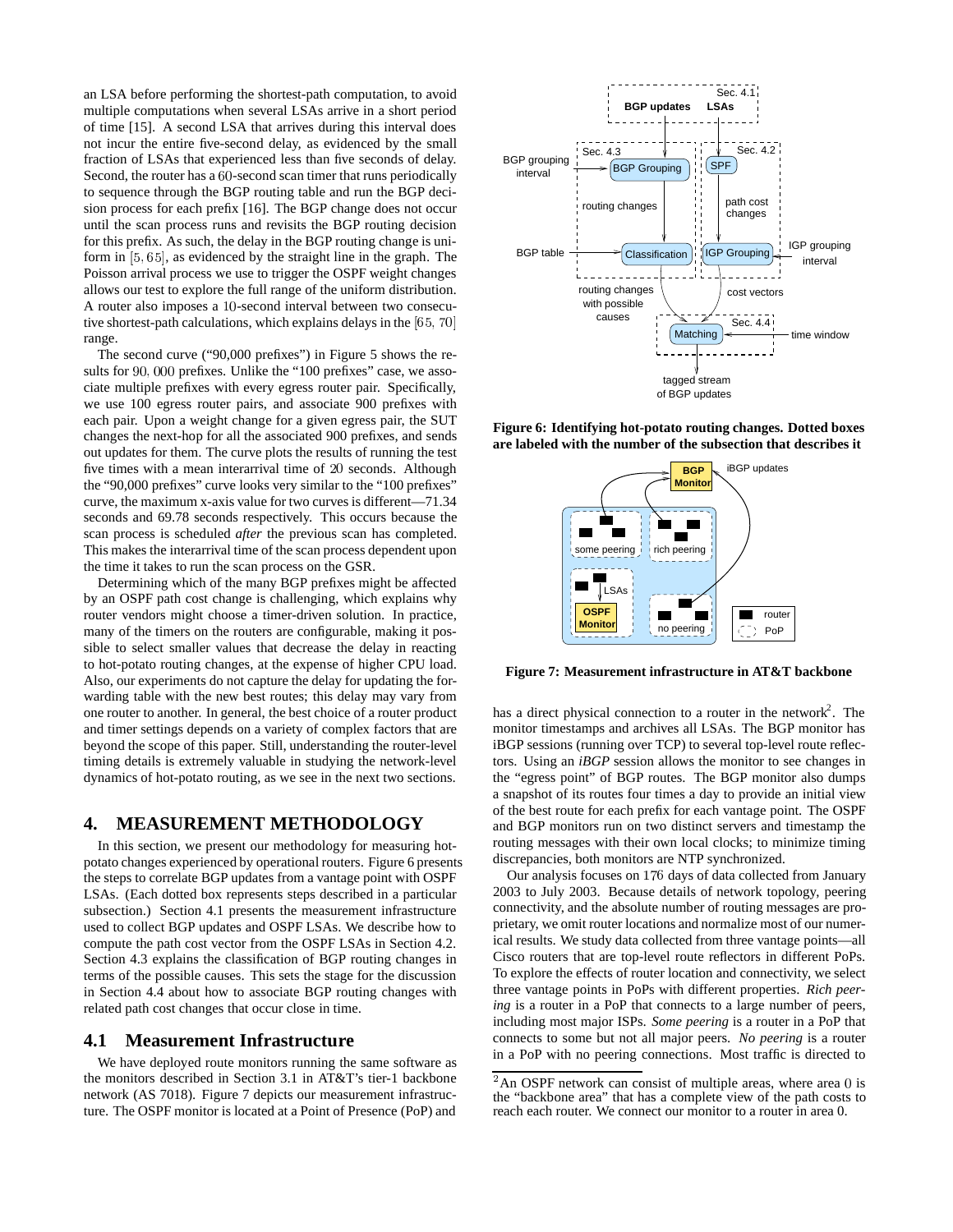an LSA before performing the shortest-path computation, to avoid multiple computations when several LSAs arrive in a short period of time [15]. A second LSA that arrives during this interval does not incur the entire five-second delay, as evidenced by the small fraction of LSAs that experienced less than five seconds of delay. Second, the router has a 60-second scan timer that runs periodically to sequence through the BGP routing table and run the BGP decision process for each prefix [16]. The BGP change does not occur until the scan process runs and revisits the BGP routing decision for this prefix. As such, the delay in the BGP routing change is uniform in $[5, 65]$, as evidenced by the straight line in the graph. The Poisson arrival process we use to trigger the OSPF weight changes allows our test to explore the full range of the uniform distribution. A router also imposes a 10-second interval between two consecutive shortest-path calculations, which explains delays in the $[65, 70]$ range.

The second curve ("90,000 prefixes") in Figure 5 shows the results for 90,000 prefixes. Unlike the "100 prefixes" case, we associate multiple prefixes with every egress router pair. Specifically, we use 100 egress router pairs, and associate 900 prefixes with each pair. Upon a weight change for a given egress pair, the SUT changes the next-hop for all the associated 900 prefixes, and sends out updates for them. The curve plots the results of running the test five times with a mean interarrival time of 20 seconds. Although the "90,000 prefixes" curve looks very similar to the "100 prefixes" curve, the maximum x-axis value for two curves is different—71.34 seconds and 69.78 seconds respectively. This occurs because the scan process is scheduled *after* the previous scan has completed. This makes the interarrival time of the scan process dependent upon the time it takes to run the scan process on the GSR.

Determining which of the many BGP prefixes might be affected by an OSPF path cost change is challenging, which explains why router vendors might choose a timer-driven solution. In practice, many of the timers on the routers are configurable, making it possible to select smaller values that decrease the delay in reacting to hot-potato routing changes, at the expense of higher CPU load. Also, our experiments do not capture the delay for updating the forwarding table with the new best routes; this delay may vary from one router to another. In general, the best choice of a router product and timer settings depends on a variety of complex factors that are beyond the scope of this paper. Still, understanding the router-level timing details is extremely valuable in studying the network-level dynamics of hot-potato routing, as we see in the next two sections.

## 4. MEASUREMENT METHODOLOGY

In this section, we present our methodology for measuring hot-potato changes experienced by operational routers. Figure 6 presents the steps to correlate BGP updates from a vantage point with OSPF LSAs. (Each dotted box represents steps described in a particular subsection.) Section 4.1 presents the measurement infrastructure used to collect BGP updates and OSPF LSAs. We describe how to compute the path cost vector from the OSPF LSAs in Section 4.2. Section 4.3 explains the classification of BGP routing changes in terms of the possible causes. This sets the stage for the discussion in Section 4.4 about how to associate BGP routing changes with related path cost changes that occur close in time.

### 4.1 Measurement Infrastructure

We have deployed route monitors running the same software as the monitors described in Section 3.1 in AT&T's tier-1 backbone network (AS 7018). Figure 7 depicts our measurement infrastructure. The OSPF monitor is located at a Point of Presence (PoP) and has a direct physical connection to a router in the network[2]. The monitor timestamps and archives all LSAs. The BGP monitor has iBGP sessions (running over TCP) to several top-level route reflectors. Using an *iBGP* session allows the monitor to see changes in the "egress point" of BGP routes. The BGP monitor also dumps a snapshot of its routes four times a day to provide an initial view of the best route for each prefix for each vantage point. The OSPF and BGP monitors run on two distinct servers and timestamp the routing messages with their own local clocks; to minimize timing discrepancies, both monitors are NTP synchronized.

Our analysis focuses on 176 days of data collected from January 2003 to July 2003. Because details of network topology, peering connectivity, and the absolute number of routing messages are proprietary, we omit router locations and normalize most of our numerical results. We study data collected from three vantage points—all Cisco routers that are top-level route reflectors in different PoPs. To explore the effects of router location and connectivity, we select three vantage points in PoPs with different properties. *Rich peering* is a router in a PoP that connects to a large number of peers, including most major ISPs. *Some peering* is a router in a PoP that connects to some but not all major peers. *No peering* is a router in a PoP with no peering connections. Most traffic is directed to

**Figure 6: Identifying hot-potato routing changes. Dotted boxes are labeled with the number of the subsection that describes it**

**Figure 7: Measurement infrastructure in AT&T backbone**

[2] An OSPF network can consist of multiple areas, where area 0 is the "backbone area" that has a complete view of the path costs to reach each router. We connect our monitor to a router in area 0.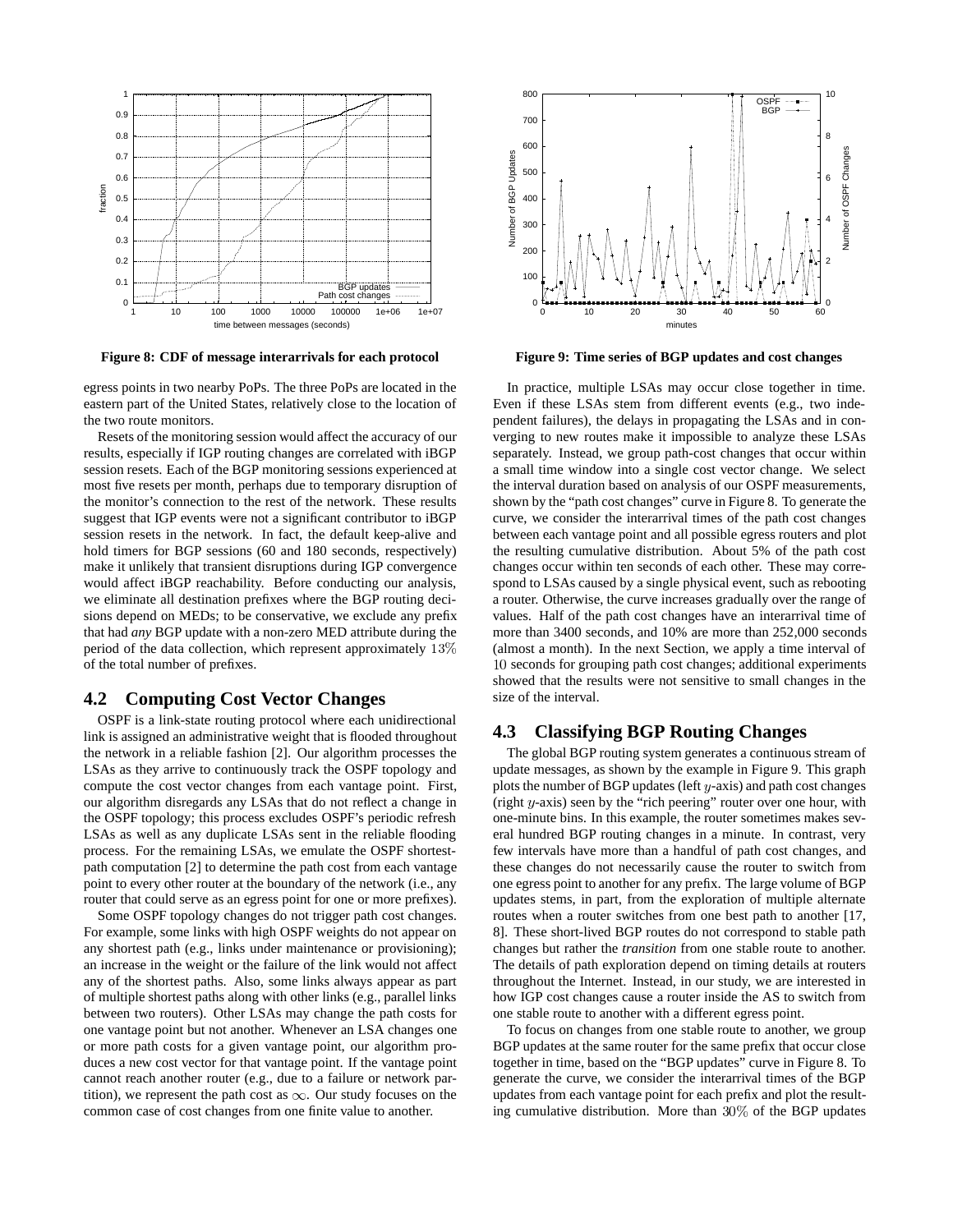1
0.9
0.8
0.7
0.6
0.5
0.4
0.3
0.2
0.1
0
1 10 100 1000 10000 100000 1e+06 1e+07
fraction
time between messages (seconds)
BGP updates
Path cost changes

**Figure 8: CDF of message interarrivals for each protocol**

800
700
600
500
400
300
200
100
0
Number of BGP Updates
10
8
6
4
2
0
Number of OSPF Changes
0 10 20 30 40 50 60
minutes
OSPF
BGP

**Figure 9: Time series of BGP updates and cost changes**

egress points in two nearby PoPs. The three PoPs are located in the eastern part of the United States, relatively close to the location of the two route monitors.

Resets of the monitoring session would affect the accuracy of our results, especially if IGP routing changes are correlated with iBGP session resets. Each of the BGP monitoring sessions experienced at most five resets per month, perhaps due to temporary disruption of the monitor's connection to the rest of the network. These results suggest that IGP events were not a significant contributor to iBGP session resets in the network. In fact, the default keep-alive and hold timers for BGP sessions (60 and 180 seconds, respectively) make it unlikely that transient disruptions during IGP convergence would affect iBGP reachability. Before conducting our analysis, we eliminate all destination prefixes where the BGP routing decisions depend on MEDs; to be conservative, we exclude any prefix that had *any* BGP update with a non-zero MED attribute during the period of the data collection, which represent approximately $13\%$ of the total number of prefixes.

## 4.2 Computing Cost Vector Changes

OSPF is a link-state routing protocol where each unidirectional link is assigned an administrative weight that is flooded throughout the network in a reliable fashion [2]. Our algorithm processes the LSAs as they arrive to continuously track the OSPF topology and compute the cost vector changes from each vantage point. First, our algorithm disregards any LSAs that do not reflect a change in the OSPF topology; this process excludes OSPF's periodic refresh LSAs as well as any duplicate LSAs sent in the reliable flooding process. For the remaining LSAs, we emulate the OSPF shortest-path computation [2] to determine the path cost from each vantage point to every other router at the boundary of the network (i.e., any router that could serve as an egress point for one or more prefixes).

Some OSPF topology changes do not trigger path cost changes. For example, some links with high OSPF weights do not appear on any shortest path (e.g., links under maintenance or provisioning); an increase in the weight or the failure of the link would not affect any of the shortest paths. Also, some links always appear as part of multiple shortest paths along with other links (e.g., parallel links between two routers). Other LSAs may change the path costs for one vantage point but not another. Whenever an LSA changes one or more path costs for a given vantage point, our algorithm produces a new cost vector for that vantage point. If the vantage point cannot reach another router (e.g., due to a failure or network partition), we represent the path cost as $\infty$. Our study focuses on the common case of cost changes from one finite value to another.

In practice, multiple LSAs may occur close together in time. Even if these LSAs stem from different events (e.g., two independent failures), the delays in propagating the LSAs and in converging to new routes make it impossible to analyze these LSAs separately. Instead, we group path-cost changes that occur within a small time window into a single cost vector change. We select the interval duration based on analysis of our OSPF measurements, shown by the "path cost changes" curve in Figure 8. To generate the curve, we consider the interarrival times of the path cost changes between each vantage point and all possible egress routers and plot the resulting cumulative distribution. About 5% of the path cost changes occur within ten seconds of each other. These may correspond to LSAs caused by a single physical event, such as rebooting a router. Otherwise, the curve increases gradually over the range of values. Half of the path cost changes have an interarrival time of more than 3400 seconds, and 10% are more than 252,000 seconds (almost a month). In the next Section, we apply a time interval of $10$ seconds for grouping path cost changes; additional experiments showed that the results were not sensitive to small changes in the size of the interval.

## 4.3 Classifying BGP Routing Changes

The global BGP routing system generates a continuous stream of update messages, as shown by the example in Figure 9. This graph plots the number of BGP updates (left $y$-axis) and path cost changes (right $y$-axis) seen by the "rich peering" router over one hour, with one-minute bins. In this example, the router sometimes makes several hundred BGP routing changes in a minute. In contrast, very few intervals have more than a handful of path cost changes, and these changes do not necessarily cause the router to switch from one egress point to another for any prefix. The large volume of BGP updates stems, in part, from the exploration of multiple alternate routes when a router switches from one best path to another [17, 8]. These short-lived BGP routes do not correspond to stable path changes but rather the *transition* from one stable route to another. The details of path exploration depend on timing details at routers throughout the Internet. Instead, in our study, we are interested in how IGP cost changes cause a router inside the AS to switch from one stable route to another with a different egress point.

To focus on changes from one stable route to another, we group BGP updates at the same router for the same prefix that occur close together in time, based on the "BGP updates" curve in Figure 8. To generate the curve, we consider the interarrival times of the BGP updates from each vantage point for each prefix and plot the resulting cumulative distribution. More than $30\%$ of the BGP updates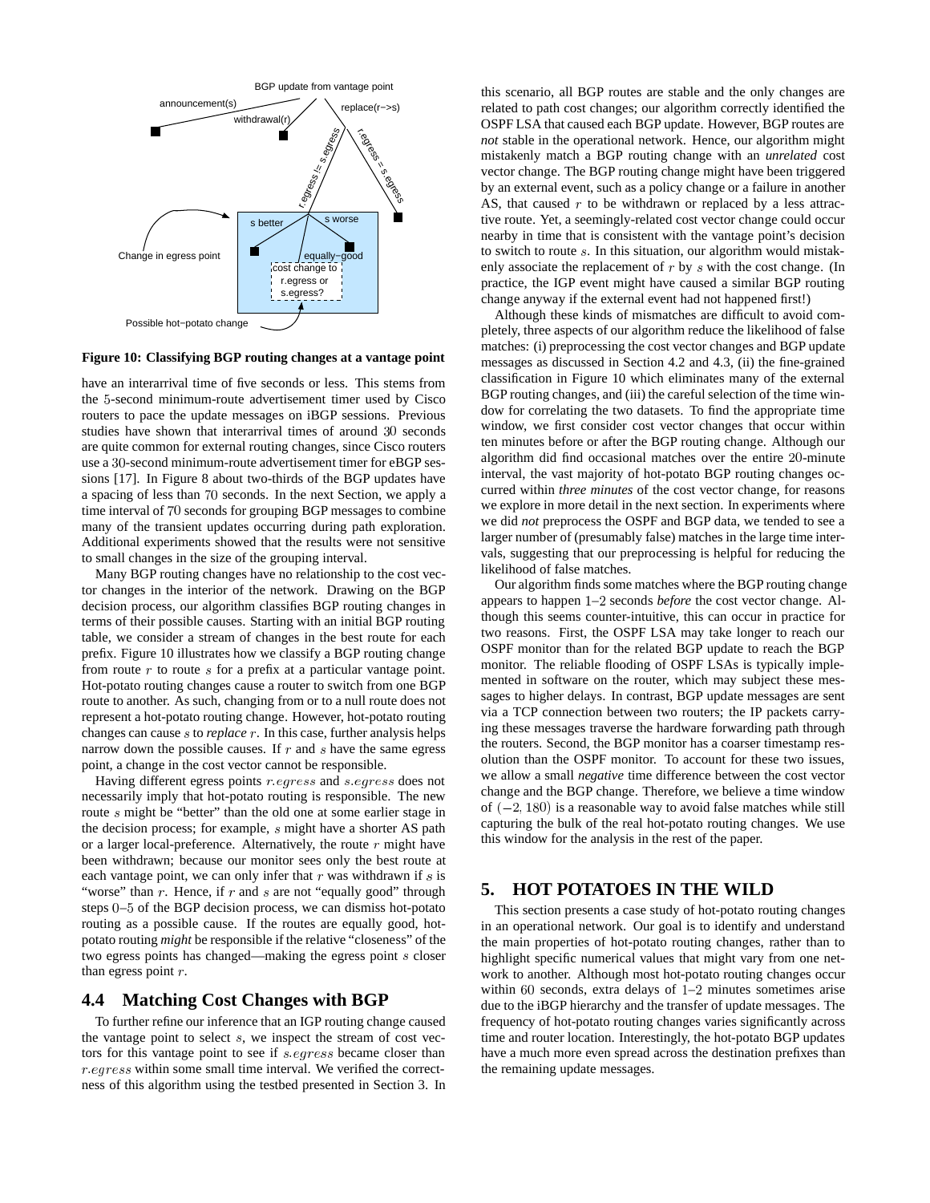BGP update from vantage point

announcement(s)

withdrawal(r)

replace(r−>s)

r.egress != s.egress

r.egress = s.egress

s better

s worse

equally−good

cost change to r.egress or s.egress?

Change in egress point

Possible hot−potato change

**Figure 10: Classifying BGP routing changes at a vantage point**

have an interarrival time of five seconds or less. This stems from the 5-second minimum-route advertisement timer used by Cisco routers to pace the update messages on iBGP sessions. Previous studies have shown that interarrival times of around 30 seconds are quite common for external routing changes, since Cisco routers use a 30-second minimum-route advertisement timer for eBGP sessions [17]. In Figure 8 about two-thirds of the BGP updates have a spacing of less than 70 seconds. In the next Section, we apply a time interval of 70 seconds for grouping BGP messages to combine many of the transient updates occurring during path exploration. Additional experiments showed that the results were not sensitive to small changes in the size of the grouping interval.

Many BGP routing changes have no relationship to the cost vector changes in the interior of the network. Drawing on the BGP decision process, our algorithm classifies BGP routing changes in terms of their possible causes. Starting with an initial BGP routing table, we consider a stream of changes in the best route for each prefix. Figure 10 illustrates how we classify a BGP routing change from route $r$ to route $s$ for a prefix at a particular vantage point. Hot-potato routing changes cause a router to switch from one BGP route to another. As such, changing from or to a null route does not represent a hot-potato routing change. However, hot-potato routing changes can cause $s$ to *replace* $r$. In this case, further analysis helps narrow down the possible causes. If $r$ and $s$ have the same egress point, a change in the cost vector cannot be responsible.

Having different egress points $r.egress$ and $s.egress$ does not necessarily imply that hot-potato routing is responsible. The new route $s$ might be "better" than the old one at some earlier stage in the decision process; for example, $s$ might have a shorter AS path or a larger local-preference. Alternatively, the route $r$ might have been withdrawn; because our monitor sees only the best route at each vantage point, we can only infer that $r$ was withdrawn if $s$ is "worse" than $r$. Hence, if $r$ and $s$ are not "equally good" through steps 0–5 of the BGP decision process, we can dismiss hot-potato routing as a possible cause. If the routes are equally good, hot-potato routing *might* be responsible if the relative "closeness" of the two egress points has changed—making the egress point $s$ closer than egress point $r$.

## 4.4 Matching Cost Changes with BGP

To further refine our inference that an IGP routing change caused the vantage point to select $s$, we inspect the stream of cost vectors for this vantage point to see if $s.egress$ became closer than $r.egress$ within some small time interval. We verified the correctness of this algorithm using the testbed presented in Section 3. In this scenario, all BGP routes are stable and the only changes are related to path cost changes; our algorithm correctly identified the OSPF LSA that caused each BGP update. However, BGP routes are *not* stable in the operational network. Hence, our algorithm might mistakenly match a BGP routing change with an *unrelated* cost vector change. The BGP routing change might have been triggered by an external event, such as a policy change or a failure in another AS, that caused $r$ to be withdrawn or replaced by a less attractive route. Yet, a seemingly-related cost vector change could occur nearby in time that is consistent with the vantage point's decision to switch to route $s$. In this situation, our algorithm would mistakenly associate the replacement of $r$ by $s$ with the cost change. (In practice, the IGP event might have caused a similar BGP routing change anyway if the external event had not happened first!)

Although these kinds of mismatches are difficult to avoid completely, three aspects of our algorithm reduce the likelihood of false matches: (i) preprocessing the cost vector changes and BGP update messages as discussed in Section 4.2 and 4.3, (ii) the fine-grained classification in Figure 10 which eliminates many of the external BGP routing changes, and (iii) the careful selection of the time window for correlating the two datasets. To find the appropriate time window, we first consider cost vector changes that occur within ten minutes before or after the BGP routing change. Although our algorithm did find occasional matches over the entire 20-minute interval, the vast majority of hot-potato BGP routing changes occurred within *three minutes* of the cost vector change, for reasons we explore in more detail in the next section. In experiments where we did *not* preprocess the OSPF and BGP data, we tended to see a larger number of (presumably false) matches in the large time intervals, suggesting that our preprocessing is helpful for reducing the likelihood of false matches.

Our algorithm finds some matches where the BGP routing change appears to happen 1–2 seconds *before* the cost vector change. Although this seems counter-intuitive, this can occur in practice for two reasons. First, the OSPF LSA may take longer to reach our OSPF monitor than for the related BGP update to reach the BGP monitor. The reliable flooding of OSPF LSAs is typically implemented in software on the router, which may subject these messages to higher delays. In contrast, BGP update messages are sent via a TCP connection between two routers; the IP packets carrying these messages traverse the hardware forwarding path through the routers. Second, the BGP monitor has a coarser timestamp resolution than the OSPF monitor. To account for these two issues, we allow a small *negative* time difference between the cost vector change and the BGP change. Therefore, we believe a time window of $(-2, 180)$ is a reasonable way to avoid false matches while still capturing the bulk of the real hot-potato routing changes. We use this window for the analysis in the rest of the paper.

# 5. HOT POTATOES IN THE WILD

This section presents a case study of hot-potato routing changes in an operational network. Our goal is to identify and understand the main properties of hot-potato routing changes, rather than to highlight specific numerical values that might vary from one network to another. Although most hot-potato routing changes occur within 60 seconds, extra delays of 1–2 minutes sometimes arise due to the iBGP hierarchy and the transfer of update messages. The frequency of hot-potato routing changes varies significantly across time and router location. Interestingly, the hot-potato BGP updates have a much more even spread across the destination prefixes than the remaining update messages.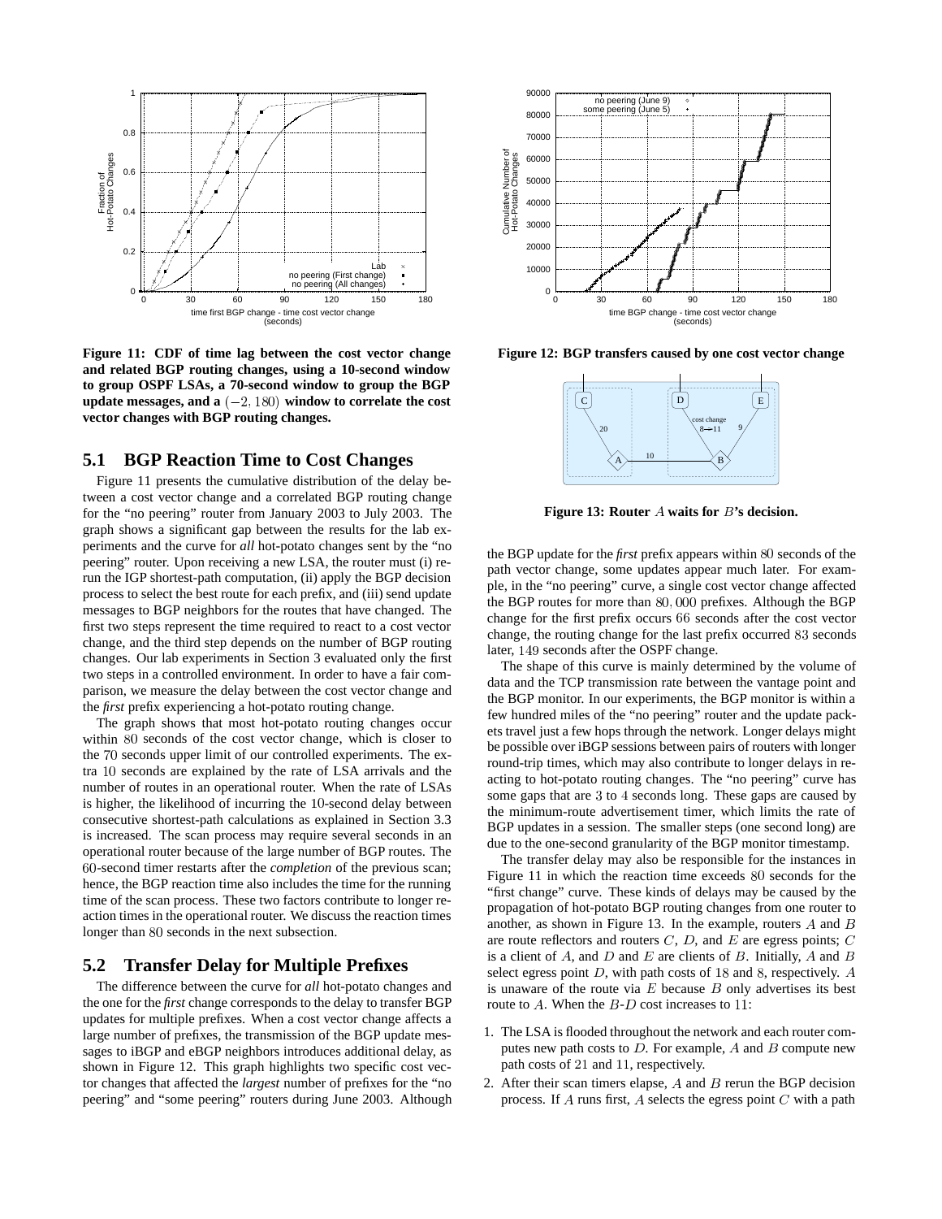Figure 11: CDF of time lag between the cost vector change and related BGP routing changes, using a 10-second window to group OSPF LSAs, a 70-second window to group the BGP update messages, and a $(-2, 180)$ window to correlate the cost vector changes with BGP routing changes.

Figure 12: BGP transfers caused by one cost vector change

Figure 13: Router $A$ waits for $B$'s decision.

### 5.1 BGP Reaction Time to Cost Changes

Figure 11 presents the cumulative distribution of the delay between a cost vector change and a correlated BGP routing change for the "no peering" router from January 2003 to July 2003. The graph shows a significant gap between the results for the lab experiments and the curve for *all* hot-potato changes sent by the "no peering" router. Upon receiving a new LSA, the router must (i) rerun the IGP shortest-path computation, (ii) apply the BGP decision process to select the best route for each prefix, and (iii) send update messages to BGP neighbors for the routes that have changed. The first two steps represent the time required to react to a cost vector change, and the third step depends on the number of BGP routing changes. Our lab experiments in Section 3 evaluated only the first two steps in a controlled environment. In order to have a fair comparison, we measure the delay between the cost vector change and the *first* prefix experiencing a hot-potato routing change.

The graph shows that most hot-potato routing changes occur within $80$ seconds of the cost vector change, which is closer to the $70$ seconds upper limit of our controlled experiments. The extra $10$ seconds are explained by the rate of LSA arrivals and the number of routes in an operational router. When the rate of LSAs is higher, the likelihood of incurring the $10$-second delay between consecutive shortest-path calculations as explained in Section 3.3 is increased. The scan process may require several seconds in an operational router because of the large number of BGP routes. The $60$-second timer restarts after the *completion* of the previous scan; hence, the BGP reaction time also includes the time for the running time of the scan process. These two factors contribute to longer reaction times in the operational router. We discuss the reaction times longer than $80$ seconds in the next subsection.

### 5.2 Transfer Delay for Multiple Prefixes

The difference between the curve for *all* hot-potato changes and the one for the *first* change corresponds to the delay to transfer BGP updates for multiple prefixes. When a cost vector change affects a large number of prefixes, the transmission of the BGP update messages to iBGP and eBGP neighbors introduces additional delay, as shown in Figure 12. This graph highlights two specific cost vector changes that affected the *largest* number of prefixes for the "no peering" and "some peering" routers during June 2003. Although the BGP update for the *first* prefix appears within $80$ seconds of the path vector change, some updates appear much later. For example, in the "no peering" curve, a single cost vector change affected the BGP routes for more than $80,000$ prefixes. Although the BGP change for the first prefix occurs $66$ seconds after the cost vector change, the routing change for the last prefix occurred $83$ seconds later, $149$ seconds after the OSPF change.

The shape of this curve is mainly determined by the volume of data and the TCP transmission rate between the vantage point and the BGP monitor. In our experiments, the BGP monitor is within a few hundred miles of the "no peering" router and the update packets travel just a few hops through the network. Longer delays might be possible over iBGP sessions between pairs of routers with longer round-trip times, which may also contribute to longer delays in reacting to hot-potato routing changes. The "no peering" curve has some gaps that are $3$ to $4$ seconds long. These gaps are caused by the minimum-route advertisement timer, which limits the rate of BGP updates in a session. The smaller steps (one second long) are due to the one-second granularity of the BGP monitor timestamp.

The transfer delay may also be responsible for the instances in Figure 11 in which the reaction time exceeds $80$ seconds for the "first change" curve. These kinds of delays may be caused by the propagation of hot-potato BGP routing changes from one router to another, as shown in Figure 13. In the example, routers $A$ and $B$ are route reflectors and routers $C$, $D$, and $E$ are egress points; $C$ is a client of $A$, and $D$ and $E$ are clients of $B$. Initially, $A$ and $B$ select egress point $D$, with path costs of $18$ and $8$, respectively. $A$ is unaware of the route via $E$ because $B$ only advertises its best route to $A$. When the $B$-$D$ cost increases to $11$:

1. The LSA is flooded throughout the network and each router computes new path costs to $D$. For example, $A$ and $B$ compute new path costs of $21$ and $11$, respectively.
2. After their scan timers elapse, $A$ and $B$ rerun the BGP decision process. If $A$ runs first, $A$ selects the egress point $C$ with a path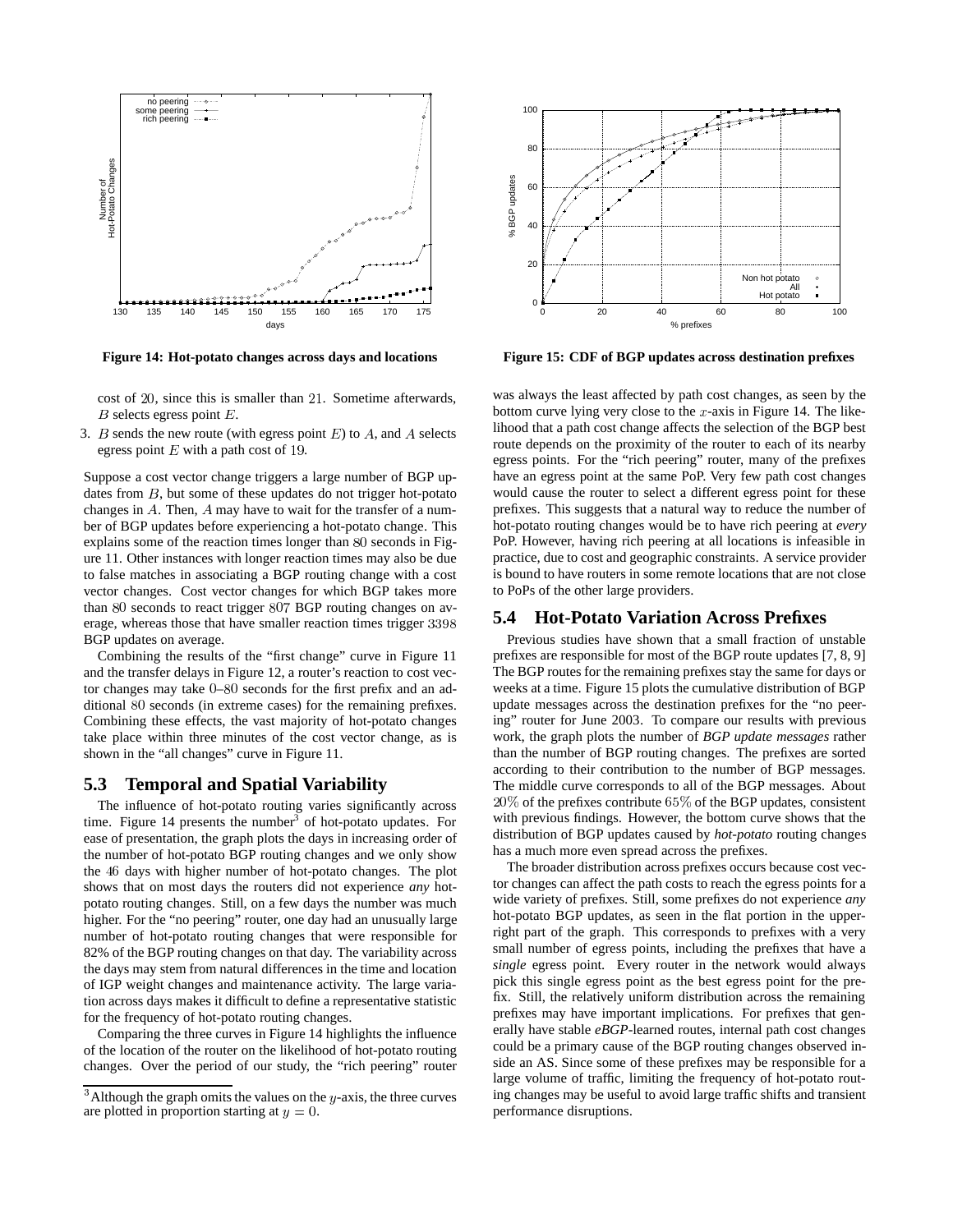no peering
some peering
rich peering

Number of
Hot-Potato Changes

130 135 140 145 150 155 160 165 170 175

days

**Figure 14: Hot-potato changes across days and locations**

100
80
60
40
20
0

% BGP updates

0 20 40 60 80 100

% prefixes

Non hot potato
All
Hot potato

**Figure 15: CDF of BGP updates across destination prefixes**

cost of 20, since this is smaller than 21. Sometime afterwards, $B$ selects egress point $E$.

3. $B$ sends the new route (with egress point $E$) to $A$, and $A$ selects egress point $E$ with a path cost of 19.

Suppose a cost vector change triggers a large number of BGP updates from $B$, but some of these updates do not trigger hot-potato changes in $A$. Then, $A$ may have to wait for the transfer of a number of BGP updates before experiencing a hot-potato change. This explains some of the reaction times longer than 80 seconds in Figure 11. Other instances with longer reaction times may also be due to false matches in associating a BGP routing change with a cost vector changes. Cost vector changes for which BGP takes more than 80 seconds to react trigger 807 BGP routing changes on average, whereas those that have smaller reaction times trigger 3398 BGP updates on average.

Combining the results of the "first change" curve in Figure 11 and the transfer delays in Figure 12, a router's reaction to cost vector changes may take 0–80 seconds for the first prefix and an additional 80 seconds (in extreme cases) for the remaining prefixes. Combining these effects, the vast majority of hot-potato changes take place within three minutes of the cost vector change, as is shown in the "all changes" curve in Figure 11.

## 5.3 Temporal and Spatial Variability

The influence of hot-potato routing varies significantly across time. Figure 14 presents the number[3] of hot-potato updates. For ease of presentation, the graph plots the days in increasing order of the number of hot-potato BGP routing changes and we only show the 46 days with higher number of hot-potato changes. The plot shows that on most days the routers did not experience *any* hot-potato routing changes. Still, on a few days the number was much higher. For the "no peering" router, one day had an unusually large number of hot-potato routing changes that were responsible for 82% of the BGP routing changes on that day. The variability across the days may stem from natural differences in the time and location of IGP weight changes and maintenance activity. The large variation across days makes it difficult to define a representative statistic for the frequency of hot-potato routing changes.

Comparing the three curves in Figure 14 highlights the influence of the location of the router on the likelihood of hot-potato routing changes. Over the period of our study, the "rich peering" router was always the least affected by path cost changes, as seen by the bottom curve lying very close to the $x$-axis in Figure 14. The likelihood that a path cost change affects the selection of the BGP best route depends on the proximity of the router to each of its nearby egress points. For the "rich peering" router, many of the prefixes have an egress point at the same PoP. Very few path cost changes would cause the router to select a different egress point for these prefixes. This suggests that a natural way to reduce the number of hot-potato routing changes would be to have rich peering at *every* PoP. However, having rich peering at all locations is infeasible in practice, due to cost and geographic constraints. A service provider is bound to have routers in some remote locations that are not close to PoPs of the other large providers.

## 5.4 Hot-Potato Variation Across Prefixes

Previous studies have shown that a small fraction of unstable prefixes are responsible for most of the BGP route updates [7, 8, 9] The BGP routes for the remaining prefixes stay the same for days or weeks at a time. Figure 15 plots the cumulative distribution of BGP update messages across the destination prefixes for the "no peering" router for June 2003. To compare our results with previous work, the graph plots the number of *BGP update messages* rather than the number of BGP routing changes. The prefixes are sorted according to their contribution to the number of BGP messages. The middle curve corresponds to all of the BGP messages. About 20% of the prefixes contribute 65% of the BGP updates, consistent with previous findings. However, the bottom curve shows that the distribution of BGP updates caused by *hot-potato* routing changes has a much more even spread across the prefixes.

The broader distribution across prefixes occurs because cost vector changes can affect the path costs to reach the egress points for a wide variety of prefixes. Still, some prefixes do not experience *any* hot-potato BGP updates, as seen in the flat portion in the upper-right part of the graph. This corresponds to prefixes with a very small number of egress points, including the prefixes that have a *single* egress point. Every router in the network would always pick this single egress point as the best egress point for the prefix. Still, the relatively uniform distribution across the remaining prefixes may have important implications. For prefixes that generally have stable *eBGP*-learned routes, internal path cost changes could be a primary cause of the BGP routing changes observed inside an AS. Since some of these prefixes may be responsible for a large volume of traffic, limiting the frequency of hot-potato routing changes may be useful to avoid large traffic shifts and transient performance disruptions.

[3] Although the graph omits the values on the $y$-axis, the three curves are plotted in proportion starting at $y = 0$.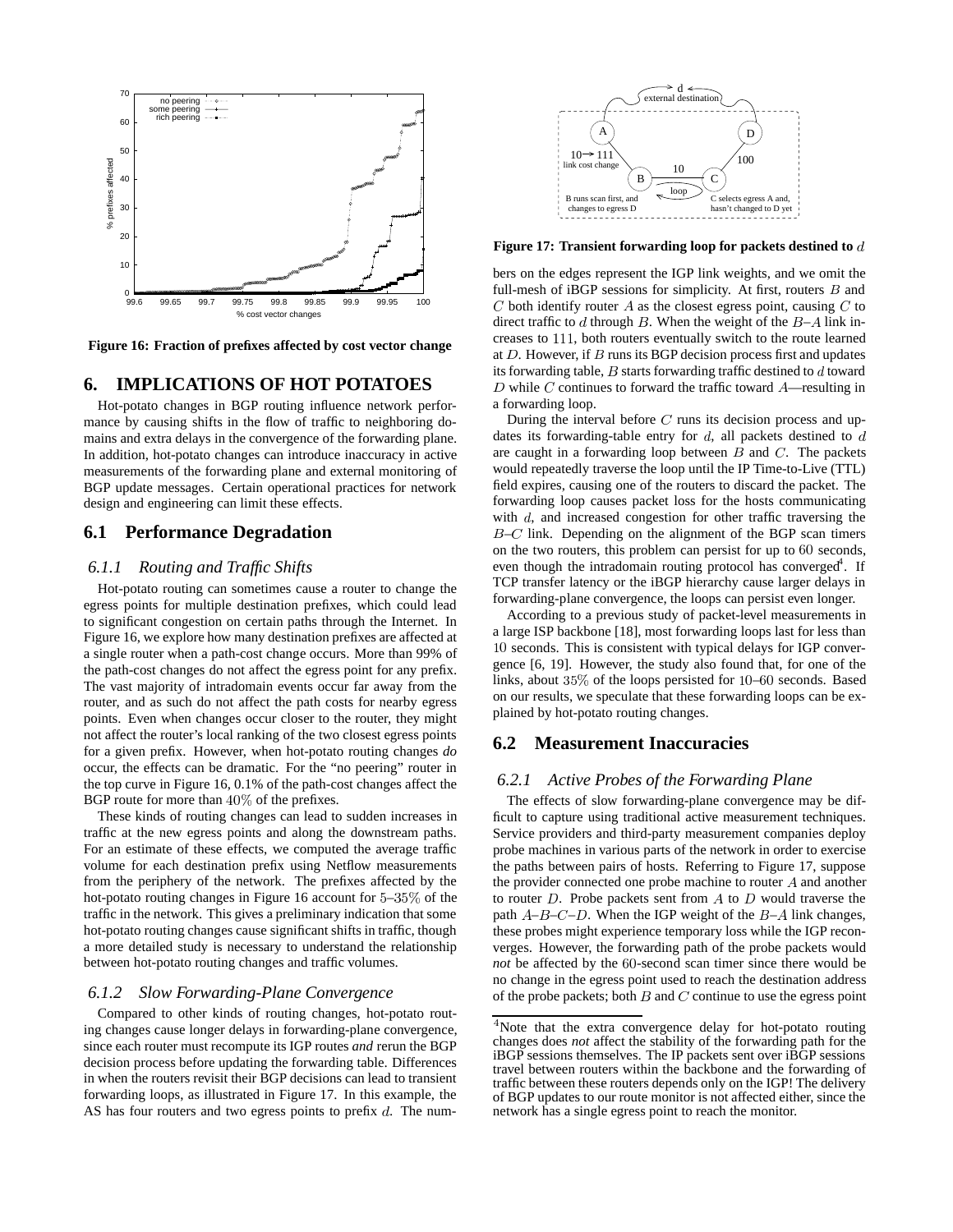Figure 16: Fraction of prefixes affected by cost vector change

# 6. IMPLICATIONS OF HOT POTATOES

Hot-potato changes in BGP routing influence network performance by causing shifts in the flow of traffic to neighboring domains and extra delays in the convergence of the forwarding plane. In addition, hot-potato changes can introduce inaccuracy in active measurements of the forwarding plane and external monitoring of BGP update messages. Certain operational practices for network design and engineering can limit these effects.

## 6.1 Performance Degradation

### 6.1.1 Routing and Traffic Shifts

Hot-potato routing can sometimes cause a router to change the egress points for multiple destination prefixes, which could lead to significant congestion on certain paths through the Internet. In Figure 16, we explore how many destination prefixes are affected at a single router when a path-cost change occurs. More than 99% of the path-cost changes do not affect the egress point for any prefix. The vast majority of intradomain events occur far away from the router, and as such do not affect the path costs for nearby egress points. Even when changes occur closer to the router, they might not affect the router's local ranking of the two closest egress points for a given prefix. However, when hot-potato routing changes *do* occur, the effects can be dramatic. For the "no peering" router in the top curve in Figure 16, 0.1% of the path-cost changes affect the BGP route for more than $40\%$ of the prefixes.

These kinds of routing changes can lead to sudden increases in traffic at the new egress points and along the downstream paths. For an estimate of these effects, we computed the average traffic volume for each destination prefix using Netflow measurements from the periphery of the network. The prefixes affected by the hot-potato routing changes in Figure 16 account for $5$–$35\%$ of the traffic in the network. This gives a preliminary indication that some hot-potato routing changes cause significant shifts in traffic, though a more detailed study is necessary to understand the relationship between hot-potato routing changes and traffic volumes.

### 6.1.2 Slow Forwarding-Plane Convergence

Compared to other kinds of routing changes, hot-potato routing changes cause longer delays in forwarding-plane convergence, since each router must recompute its IGP routes *and* rerun the BGP decision process before updating the forwarding table. Differences in when the routers revisit their BGP decisions can lead to transient forwarding loops, as illustrated in Figure 17. In this example, the AS has four routers and two egress points to prefix $d$. The numbers on the edges represent the IGP link weights, and we omit the full-mesh of iBGP sessions for simplicity. At first, routers $B$ and $C$ both identify router $A$ as the closest egress point, causing $C$ to direct traffic to $d$ through $B$. When the weight of the $B$–$A$ link increases to $111$, both routers eventually switch to the route learned at $D$. However, if $B$ runs its BGP decision process first and updates its forwarding table, $B$ starts forwarding traffic destined to $d$ toward $D$ while $C$ continues to forward the traffic toward $A$—resulting in a forwarding loop.

Figure 17: Transient forwarding loop for packets destined to $d$

During the interval before $C$ runs its decision process and updates its forwarding-table entry for $d$, all packets destined to $d$ are caught in a forwarding loop between $B$ and $C$. The packets would repeatedly traverse the loop until the IP Time-to-Live (TTL) field expires, causing one of the routers to discard the packet. The forwarding loop causes packet loss for the hosts communicating with $d$, and increased congestion for other traffic traversing the $B$–$C$ link. Depending on the alignment of the BGP scan timers on the two routers, this problem can persist for up to $60$ seconds, even though the intradomain routing protocol has converged[4]. If TCP transfer latency or the iBGP hierarchy cause larger delays in forwarding-plane convergence, the loops can persist even longer.

According to a previous study of packet-level measurements in a large ISP backbone [18], most forwarding loops last for less than $10$ seconds. This is consistent with typical delays for IGP convergence [6, 19]. However, the study also found that, for one of the links, about $35\%$ of the loops persisted for $10$–$60$ seconds. Based on our results, we speculate that these forwarding loops can be explained by hot-potato routing changes.

## 6.2 Measurement Inaccuracies

### 6.2.1 Active Probes of the Forwarding Plane

The effects of slow forwarding-plane convergence may be difficult to capture using traditional active measurement techniques. Service providers and third-party measurement companies deploy probe machines in various parts of the network in order to exercise the paths between pairs of hosts. Referring to Figure 17, suppose the provider connected one probe machine to router $A$ and another to router $D$. Probe packets sent from $A$ to $D$ would traverse the path $A$–$B$–$C$–$D$. When the IGP weight of the $B$–$A$ link changes, these probes might experience temporary loss while the IGP reconverges. However, the forwarding path of the probe packets would *not* be affected by the $60$-second scan timer since there would be no change in the egress point used to reach the destination address of the probe packets; both $B$ and $C$ continue to use the egress point

[4] Note that the extra convergence delay for hot-potato routing changes does *not* affect the stability of the forwarding path for the iBGP sessions themselves. The IP packets sent over iBGP sessions travel between routers within the backbone and the forwarding of traffic between these routers depends only on the IGP! The delivery of BGP updates to our route monitor is not affected either, since the network has a single egress point to reach the monitor.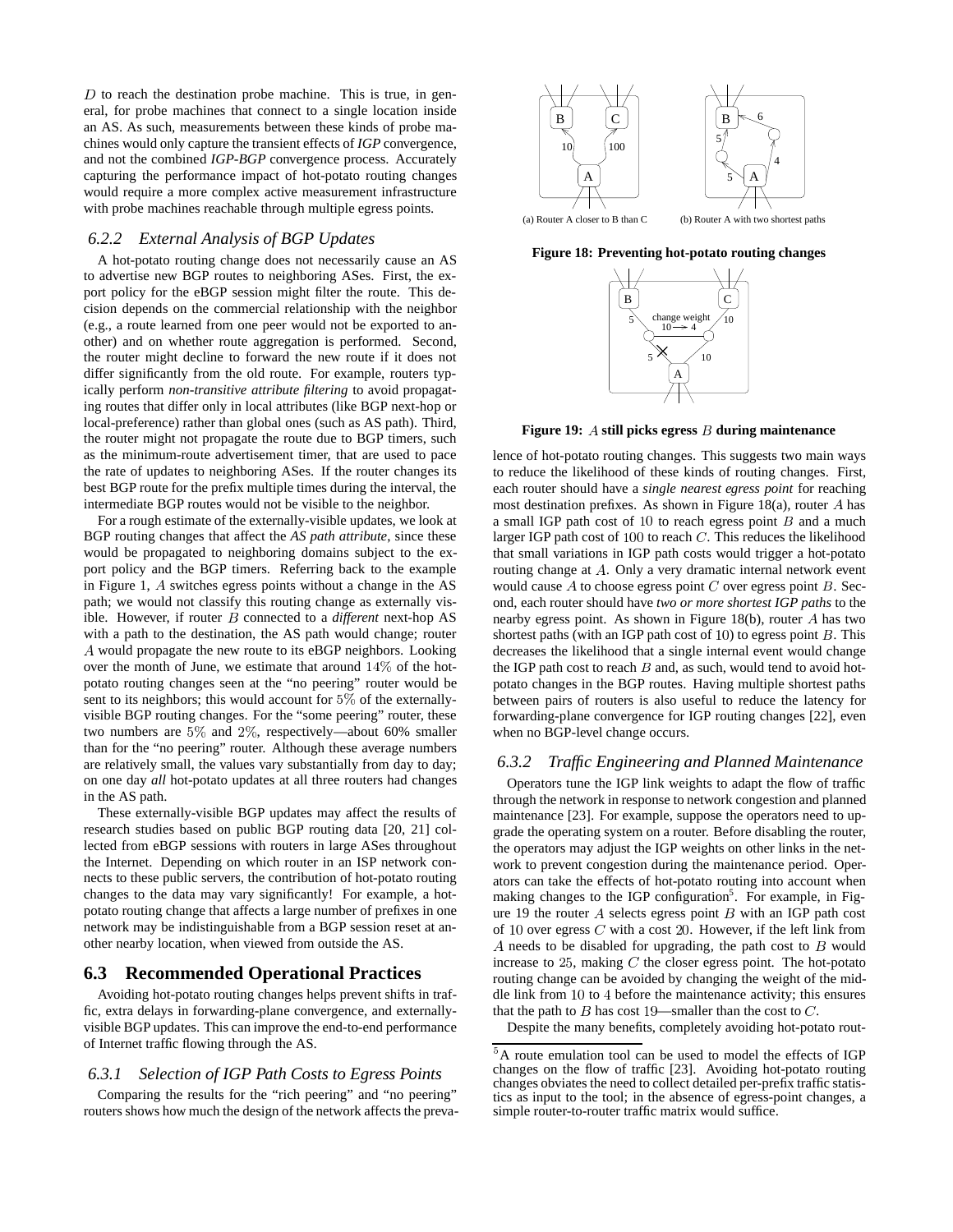$D$ to reach the destination probe machine. This is true, in general, for probe machines that connect to a single location inside an AS. As such, measurements between these kinds of probe machines would only capture the transient effects of *IGP* convergence, and not the combined *IGP-BGP* convergence process. Accurately capturing the performance impact of hot-potato routing changes would require a more complex active measurement infrastructure with probe machines reachable through multiple egress points.

### *6.2.2 External Analysis of BGP Updates*

A hot-potato routing change does not necessarily cause an AS to advertise new BGP routes to neighboring ASes. First, the export policy for the eBGP session might filter the route. This decision depends on the commercial relationship with the neighbor (e.g., a route learned from one peer would not be exported to another) and on whether route aggregation is performed. Second, the router might decline to forward the new route if it does not differ significantly from the old route. For example, routers typically perform *non-transitive attribute filtering* to avoid propagating routes that differ only in local attributes (like BGP next-hop or local-preference) rather than global ones (such as AS path). Third, the router might not propagate the route due to BGP timers, such as the minimum-route advertisement timer, that are used to pace the rate of updates to neighboring ASes. If the router changes its best BGP route for the prefix multiple times during the interval, the intermediate BGP routes would not be visible to the neighbor.

For a rough estimate of the externally-visible updates, we look at BGP routing changes that affect the *AS path attribute*, since these would be propagated to neighboring domains subject to the export policy and the BGP timers. Referring back to the example in Figure 1, $A$ switches egress points without a change in the AS path; we would not classify this routing change as externally visible. However, if router $B$ connected to a *different* next-hop AS with a path to the destination, the AS path would change; router $A$ would propagate the new route to its eBGP neighbors. Looking over the month of June, we estimate that around 14% of the hot-potato routing changes seen at the "no peering" router would be sent to its neighbors; this would account for 5% of the externally-visible BGP routing changes. For the "some peering" router, these two numbers are 5% and 2%, respectively—about 60% smaller than for the "no peering" router. Although these average numbers are relatively small, the values vary substantially from day to day; on one day *all* hot-potato updates at all three routers had changes in the AS path.

These externally-visible BGP updates may affect the results of research studies based on public BGP routing data [20, 21] collected from eBGP sessions with routers in large ASes throughout the Internet. Depending on which router in an ISP network connects to these public servers, the contribution of hot-potato routing changes to the data may vary significantly! For example, a hot-potato routing change that affects a large number of prefixes in one network may be indistinguishable from a BGP session reset at another nearby location, when viewed from outside the AS.

## 6.3 Recommended Operational Practices

Avoiding hot-potato routing changes helps prevent shifts in traffic, extra delays in forwarding-plane convergence, and externally-visible BGP updates. This can improve the end-to-end performance of Internet traffic flowing through the AS.

### *6.3.1 Selection of IGP Path Costs to Egress Points*

Comparing the results for the "rich peering" and "no peering" routers shows how much the design of the network affects the prevalence of hot-potato routing changes. This suggests two main ways to reduce the likelihood of these kinds of routing changes. First, each router should have a *single nearest egress point* for reaching most destination prefixes. As shown in Figure 18(a), router $A$ has a small IGP path cost of 10 to reach egress point $B$ and a much larger IGP path cost of 100 to reach $C$. This reduces the likelihood that small variations in IGP path costs would trigger a hot-potato routing change at $A$. Only a very dramatic internal network event would cause $A$ to choose egress point $C$ over egress point $B$. Second, each router should have *two or more shortest IGP paths* to the nearby egress point. As shown in Figure 18(b), router $A$ has two shortest paths (with an IGP path cost of 10) to egress point $B$. This decreases the likelihood that a single internal event would change the IGP path cost to reach $B$ and, as such, would tend to avoid hot-potato changes in the BGP routes. Having multiple shortest paths between pairs of routers is also useful to reduce the latency for forwarding-plane convergence for IGP routing changes [22], even when no BGP-level change occurs.

B C 10 100 A

(a) Router A closer to B than C

B 6 5 4 5 A

(b) Router A with two shortest paths

**Figure 18: Preventing hot-potato routing changes**

B C 5 change weight 10 → 4 10 5 10 A

**Figure 19: $A$ still picks egress $B$ during maintenance**

### *6.3.2 Traffic Engineering and Planned Maintenance*

Operators tune the IGP link weights to adapt the flow of traffic through the network in response to network congestion and planned maintenance [23]. For example, suppose the operators need to upgrade the operating system on a router. Before disabling the router, the operators may adjust the IGP weights on other links in the network to prevent congestion during the maintenance period. Operators can take the effects of hot-potato routing into account when making changes to the IGP configuration[5]. For example, in Figure 19 the router $A$ selects egress point $B$ with an IGP path cost of 10 over egress $C$ with a cost 20. However, if the left link from $A$ needs to be disabled for upgrading, the path cost to $B$ would increase to 25, making $C$ the closer egress point. The hot-potato routing change can be avoided by changing the weight of the middle link from 10 to 4 before the maintenance activity; this ensures that the path to $B$ has cost 19—smaller than the cost to $C$.

Despite the many benefits, completely avoiding hot-potato rout-

[5] A route emulation tool can be used to model the effects of IGP changes on the flow of traffic [23]. Avoiding hot-potato routing changes obviates the need to collect detailed per-prefix traffic statistics as input to the tool; in the absence of egress-point changes, a simple router-to-router traffic matrix would suffice.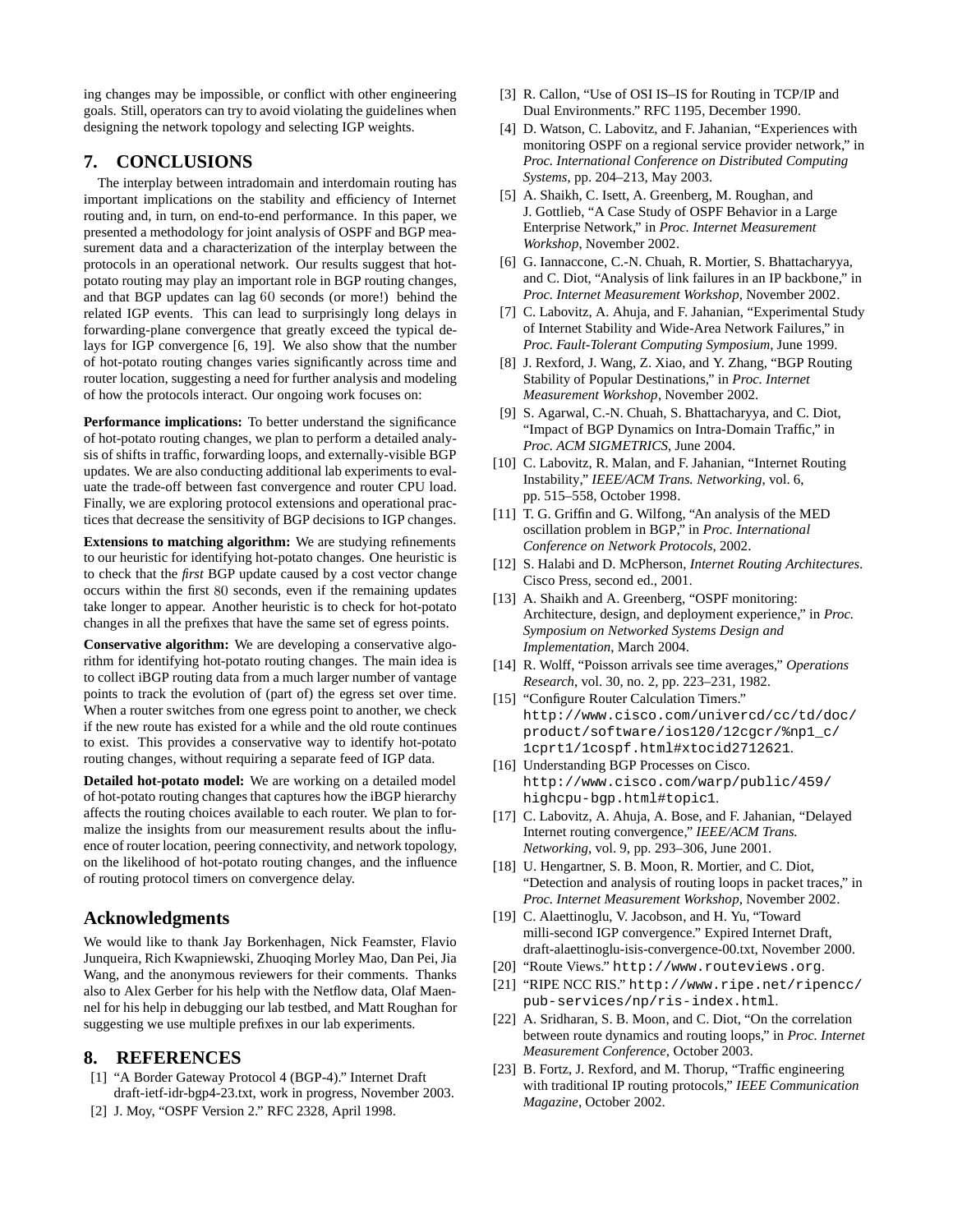ing changes may be impossible, or conflict with other engineering goals. Still, operators can try to avoid violating the guidelines when designing the network topology and selecting IGP weights.

## 7. CONCLUSIONS

The interplay between intradomain and interdomain routing has important implications on the stability and efficiency of Internet routing and, in turn, on end-to-end performance. In this paper, we presented a methodology for joint analysis of OSPF and BGP measurement data and a characterization of the interplay between the protocols in an operational network. Our results suggest that hot-potato routing may play an important role in BGP routing changes, and that BGP updates can lag 60 seconds (or more!) behind the related IGP events. This can lead to surprisingly long delays in forwarding-plane convergence that greatly exceed the typical delays for IGP convergence [6, 19]. We also show that the number of hot-potato routing changes varies significantly across time and router location, suggesting a need for further analysis and modeling of how the protocols interact. Our ongoing work focuses on:

**Performance implications:** To better understand the significance of hot-potato routing changes, we plan to perform a detailed analysis of shifts in traffic, forwarding loops, and externally-visible BGP updates. We are also conducting additional lab experiments to evaluate the trade-off between fast convergence and router CPU load. Finally, we are exploring protocol extensions and operational practices that decrease the sensitivity of BGP decisions to IGP changes.

**Extensions to matching algorithm:** We are studying refinements to our heuristic for identifying hot-potato changes. One heuristic is to check that the *first* BGP update caused by a cost vector change occurs within the first 80 seconds, even if the remaining updates take longer to appear. Another heuristic is to check for hot-potato changes in all the prefixes that have the same set of egress points.

**Conservative algorithm:** We are developing a conservative algorithm for identifying hot-potato routing changes. The main idea is to collect iBGP routing data from a much larger number of vantage points to track the evolution of (part of) the egress set over time. When a router switches from one egress point to another, we check if the new route has existed for a while and the old route continues to exist. This provides a conservative way to identify hot-potato routing changes, without requiring a separate feed of IGP data.

**Detailed hot-potato model:** We are working on a detailed model of hot-potato routing changes that captures how the iBGP hierarchy affects the routing choices available to each router. We plan to formalize the insights from our measurement results about the influence of router location, peering connectivity, and network topology, on the likelihood of hot-potato routing changes, and the influence of routing protocol timers on convergence delay.

## Acknowledgments

We would like to thank Jay Borkenhagen, Nick Feamster, Flavio Junqueira, Rich Kwapniewski, Zhuoqing Morley Mao, Dan Pei, Jia Wang, and the anonymous reviewers for their comments. Thanks also to Alex Gerber for his help with the Netflow data, Olaf Maennel for his help in debugging our lab testbed, and Matt Roughan for suggesting we use multiple prefixes in our lab experiments.

## 8. REFERENCES

[1] "A Border Gateway Protocol 4 (BGP-4)." Internet Draft draft-ietf-idr-bgp4-23.txt, work in progress, November 2003.

[2] J. Moy, "OSPF Version 2." RFC 2328, April 1998.

[3] R. Callon, "Use of OSI IS–IS for Routing in TCP/IP and Dual Environments." RFC 1195, December 1990.

[4] D. Watson, C. Labovitz, and F. Jahanian, "Experiences with monitoring OSPF on a regional service provider network," in *Proc. International Conference on Distributed Computing Systems*, pp. 204–213, May 2003.

[5] A. Shaikh, C. Isett, A. Greenberg, M. Roughan, and J. Gottlieb, "A Case Study of OSPF Behavior in a Large Enterprise Network," in *Proc. Internet Measurement Workshop*, November 2002.

[6] G. Iannaccone, C.-N. Chuah, R. Mortier, S. Bhattacharyya, and C. Diot, "Analysis of link failures in an IP backbone," in *Proc. Internet Measurement Workshop*, November 2002.

[7] C. Labovitz, A. Ahuja, and F. Jahanian, "Experimental Study of Internet Stability and Wide-Area Network Failures," in *Proc. Fault-Tolerant Computing Symposium*, June 1999.

[8] J. Rexford, J. Wang, Z. Xiao, and Y. Zhang, "BGP Routing Stability of Popular Destinations," in *Proc. Internet Measurement Workshop*, November 2002.

[9] S. Agarwal, C.-N. Chuah, S. Bhattacharyya, and C. Diot, "Impact of BGP Dynamics on Intra-Domain Traffic," in *Proc. ACM SIGMETRICS*, June 2004.

[10] C. Labovitz, R. Malan, and F. Jahanian, "Internet Routing Instability," *IEEE/ACM Trans. Networking*, vol. 6, pp. 515–558, October 1998.

[11] T. G. Griffin and G. Wilfong, "An analysis of the MED oscillation problem in BGP," in *Proc. International Conference on Network Protocols*, 2002.

[12] S. Halabi and D. McPherson, *Internet Routing Architectures*. Cisco Press, second ed., 2001.

[13] A. Shaikh and A. Greenberg, "OSPF monitoring: Architecture, design, and deployment experience," in *Proc. Symposium on Networked Systems Design and Implementation*, March 2004.

[14] R. Wolff, "Poisson arrivals see time averages," *Operations Research*, vol. 30, no. 2, pp. 223–231, 1982.

[15] "Configure Router Calculation Timers." `http://www.cisco.com/univercd/cc/td/doc/product/software/ios120/12cgcr/%np1_c/1cprt1/1cospf.html#xtocid2712621`.

[16] Understanding BGP Processes on Cisco. `http://www.cisco.com/warp/public/459/highcpu-bgp.html#topic1`.

[17] C. Labovitz, A. Ahuja, A. Bose, and F. Jahanian, "Delayed Internet routing convergence," *IEEE/ACM Trans. Networking*, vol. 9, pp. 293–306, June 2001.

[18] U. Hengartner, S. B. Moon, R. Mortier, and C. Diot, "Detection and analysis of routing loops in packet traces," in *Proc. Internet Measurement Workshop*, November 2002.

[19] C. Alaettinoglu, V. Jacobson, and H. Yu, "Toward milli-second IGP convergence." Expired Internet Draft, draft-alaettinoglu-isis-convergence-00.txt, November 2000.

[20] "Route Views." `http://www.routeviews.org`.

[21] "RIPE NCC RIS." `http://www.ripe.net/ripencc/pub-services/np/ris-index.html`.

[22] A. Sridharan, S. B. Moon, and C. Diot, "On the correlation between route dynamics and routing loops," in *Proc. Internet Measurement Conference*, October 2003.

[23] B. Fortz, J. Rexford, and M. Thorup, "Traffic engineering with traditional IP routing protocols," *IEEE Communication Magazine*, October 2002.